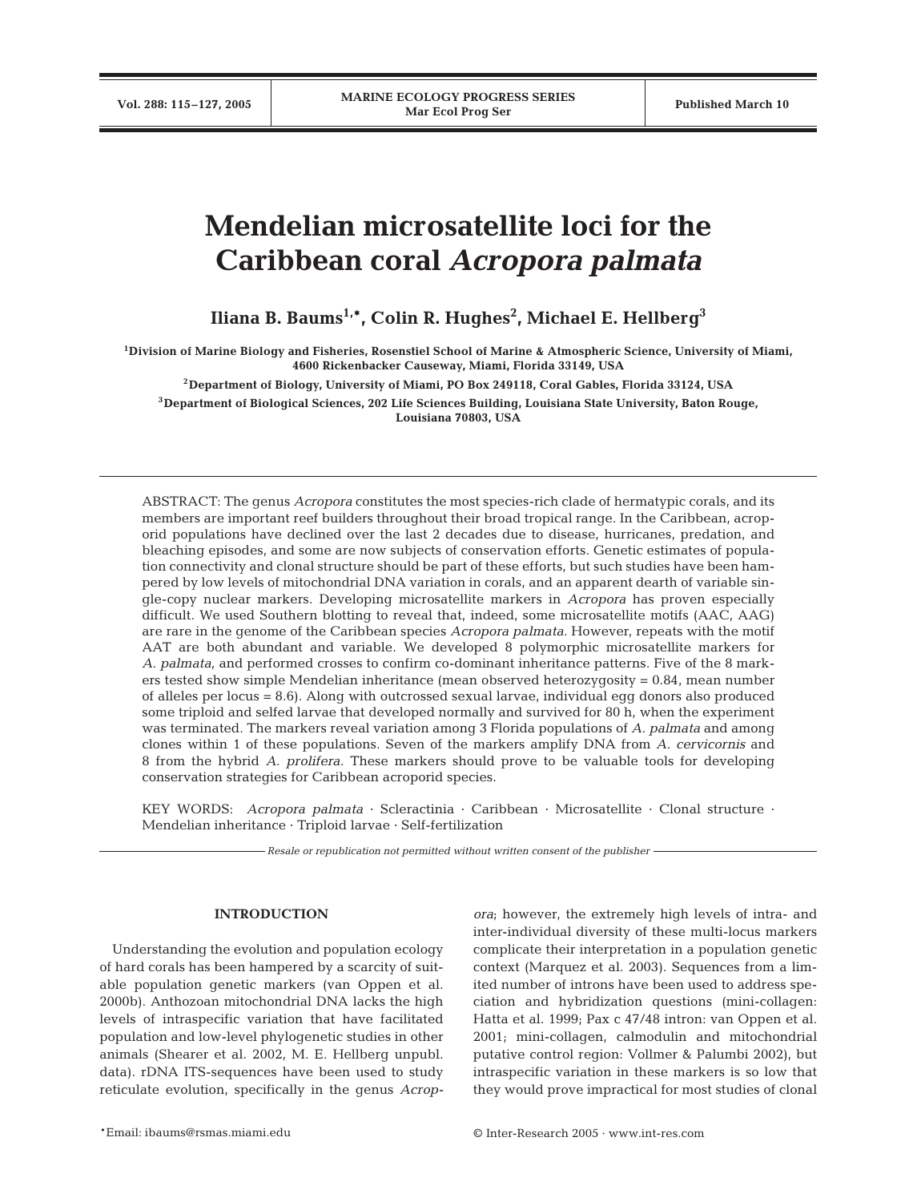# Mendelian microsatellite loci for the Caribbean coral *Acropora palmata*

**Iliana B. Baums[1,*], Colin R. Hughes[2], Michael E. Hellberg[3]**

[1]Division of Marine Biology and Fisheries, Rosenstiel School of Marine & Atmospheric Science, University of Miami, 4600 Rickenbacker Causeway, Miami, Florida 33149, USA

[2]Department of Biology, University of Miami, PO Box 249118, Coral Gables, Florida 33124, USA

[3]Department of Biological Sciences, 202 Life Sciences Building, Louisiana State University, Baton Rouge, Louisiana 70803, USA

ABSTRACT: The genus *Acropora* constitutes the most species-rich clade of hermatypic corals, and its members are important reef builders throughout their broad tropical range. In the Caribbean, acroporid populations have declined over the last 2 decades due to disease, hurricanes, predation, and bleaching episodes, and some are now subjects of conservation efforts. Genetic estimates of population connectivity and clonal structure should be part of these efforts, but such studies have been hampered by low levels of mitochondrial DNA variation in corals, and an apparent dearth of variable single-copy nuclear markers. Developing microsatellite markers in *Acropora* has proven especially difficult. We used Southern blotting to reveal that, indeed, some microsatellite motifs (AAC, AAG) are rare in the genome of the Caribbean species *Acropora palmata*. However, repeats with the motif AAT are both abundant and variable. We developed 8 polymorphic microsatellite markers for *A. palmata*, and performed crosses to confirm co-dominant inheritance patterns. Five of the 8 markers tested show simple Mendelian inheritance (mean observed heterozygosity = 0.84, mean number of alleles per locus = 8.6). Along with outcrossed sexual larvae, individual egg donors also produced some triploid and selfed larvae that developed normally and survived for 80 h, when the experiment was terminated. The markers reveal variation among 3 Florida populations of *A. palmata* and among clones within 1 of these populations. Seven of the markers amplify DNA from *A. cervicornis* and 8 from the hybrid *A. prolifera*. These markers should prove to be valuable tools for developing conservation strategies for Caribbean acroporid species.

KEY WORDS: *Acropora palmata* · Scleractinia · Caribbean · Microsatellite · Clonal structure · Mendelian inheritance · Triploid larvae · Self-fertilization

*Resale or republication not permitted without written consent of the publisher*

## INTRODUCTION

Understanding the evolution and population ecology of hard corals has been hampered by a scarcity of suitable population genetic markers (van Oppen et al. 2000b). Anthozoan mitochondrial DNA lacks the high levels of intraspecific variation that have facilitated population and low-level phylogenetic studies in other animals (Shearer et al. 2002, M. E. Hellberg unpubl. data). rDNA ITS-sequences have been used to study reticulate evolution, specifically in the genus *Acropora*; however, the extremely high levels of intra- and inter-individual diversity of these multi-locus markers complicate their interpretation in a population genetic context (Marquez et al. 2003). Sequences from a limited number of introns have been used to address speciation and hybridization questions (mini-collagen: Hatta et al. 1999; Pax c 47/48 intron: van Oppen et al. 2001; mini-collagen, calmodulin and mitochondrial putative control region: Vollmer & Palumbi 2002), but intraspecific variation in these markers is so low that they would prove impractical for most studies of clonal

*Email: ibaums@rsmas.miami.edu

© Inter-Research 2005 · www.int-res.com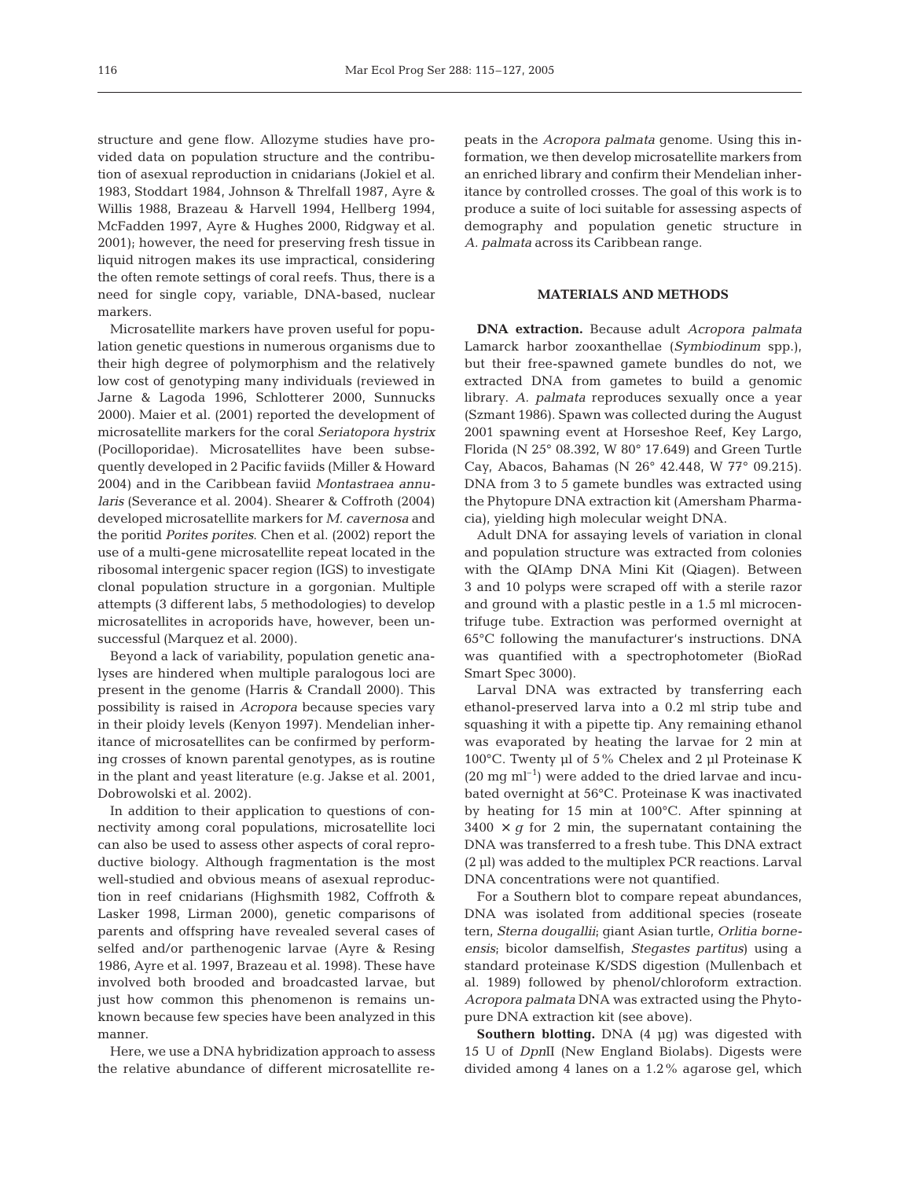structure and gene flow. Allozyme studies have provided data on population structure and the contribution of asexual reproduction in cnidarians (Jokiel et al. 1983, Stoddart 1984, Johnson & Threlfall 1987, Ayre & Willis 1988, Brazeau & Harvell 1994, Hellberg 1994, McFadden 1997, Ayre & Hughes 2000, Ridgway et al. 2001); however, the need for preserving fresh tissue in liquid nitrogen makes its use impractical, considering the often remote settings of coral reefs. Thus, there is a need for single copy, variable, DNA-based, nuclear markers.

Microsatellite markers have proven useful for population genetic questions in numerous organisms due to their high degree of polymorphism and the relatively low cost of genotyping many individuals (reviewed in Jarne & Lagoda 1996, Schlotterer 2000, Sunnucks 2000). Maier et al. (2001) reported the development of microsatellite markers for the coral *Seriatopora hystrix* (Pocilloporidae). Microsatellites have been subsequently developed in 2 Pacific faviids (Miller & Howard 2004) and in the Caribbean faviid *Montastraea annularis* (Severance et al. 2004). Shearer & Coffroth (2004) developed microsatellite markers for *M. cavernosa* and the poritid *Porites porites*. Chen et al. (2002) report the use of a multi-gene microsatellite repeat located in the ribosomal intergenic spacer region (IGS) to investigate clonal population structure in a gorgonian. Multiple attempts (3 different labs, 5 methodologies) to develop microsatellites in acroporids have, however, been unsuccessful (Marquez et al. 2000).

Beyond a lack of variability, population genetic analyses are hindered when multiple paralogous loci are present in the genome (Harris & Crandall 2000). This possibility is raised in *Acropora* because species vary in their ploidy levels (Kenyon 1997). Mendelian inheritance of microsatellites can be confirmed by performing crosses of known parental genotypes, as is routine in the plant and yeast literature (e.g. Jakse et al. 2001, Dobrowolski et al. 2002).

In addition to their application to questions of connectivity among coral populations, microsatellite loci can also be used to assess other aspects of coral reproductive biology. Although fragmentation is the most well-studied and obvious means of asexual reproduction in reef cnidarians (Highsmith 1982, Coffroth & Lasker 1998, Lirman 2000), genetic comparisons of parents and offspring have revealed several cases of selfed and/or parthenogenic larvae (Ayre & Resing 1986, Ayre et al. 1997, Brazeau et al. 1998). These have involved both brooded and broadcasted larvae, but just how common this phenomenon is remains unknown because few species have been analyzed in this manner.

Here, we use a DNA hybridization approach to assess the relative abundance of different microsatellite repeats in the *Acropora palmata* genome. Using this information, we then develop microsatellite markers from an enriched library and confirm their Mendelian inheritance by controlled crosses. The goal of this work is to produce a suite of loci suitable for assessing aspects of demography and population genetic structure in *A. palmata* across its Caribbean range.

## MATERIALS AND METHODS

**DNA extraction.** Because adult *Acropora palmata* Lamarck harbor zooxanthellae (*Symbiodinum* spp.), but their free-spawned gamete bundles do not, we extracted DNA from gametes to build a genomic library. *A. palmata* reproduces sexually once a year (Szmant 1986). Spawn was collected during the August 2001 spawning event at Horseshoe Reef, Key Largo, Florida (N 25° 08.392, W 80° 17.649) and Green Turtle Cay, Abacos, Bahamas (N 26° 42.448, W 77° 09.215). DNA from 3 to 5 gamete bundles was extracted using the Phytopure DNA extraction kit (Amersham Pharmacia), yielding high molecular weight DNA.

Adult DNA for assaying levels of variation in clonal and population structure was extracted from colonies with the QIAmp DNA Mini Kit (Qiagen). Between 3 and 10 polyps were scraped off with a sterile razor and ground with a plastic pestle in a 1.5 ml microcentrifuge tube. Extraction was performed overnight at 65°C following the manufacturer's instructions. DNA was quantified with a spectrophotometer (BioRad Smart Spec 3000).

Larval DNA was extracted by transferring each ethanol-preserved larva into a 0.2 ml strip tube and squashing it with a pipette tip. Any remaining ethanol was evaporated by heating the larvae for 2 min at 100°C. Twenty µl of 5% Chelex and 2 µl Proteinase K (20 mg ml$^{-1}$) were added to the dried larvae and incubated overnight at 56°C. Proteinase K was inactivated by heating for 15 min at 100°C. After spinning at 3400 × *g* for 2 min, the supernatant containing the DNA was transferred to a fresh tube. This DNA extract (2 µl) was added to the multiplex PCR reactions. Larval DNA concentrations were not quantified.

For a Southern blot to compare repeat abundances, DNA was isolated from additional species (roseate tern, *Sterna dougallii*; giant Asian turtle, *Orlitia borneensis*; bicolor damselfish, *Stegastes partitus*) using a standard proteinase K/SDS digestion (Mullenbach et al. 1989) followed by phenol/chloroform extraction. *Acropora palmata* DNA was extracted using the Phytopure DNA extraction kit (see above).

**Southern blotting.** DNA (4 µg) was digested with 15 U of *Dpn*II (New England Biolabs). Digests were divided among 4 lanes on a 1.2% agarose gel, which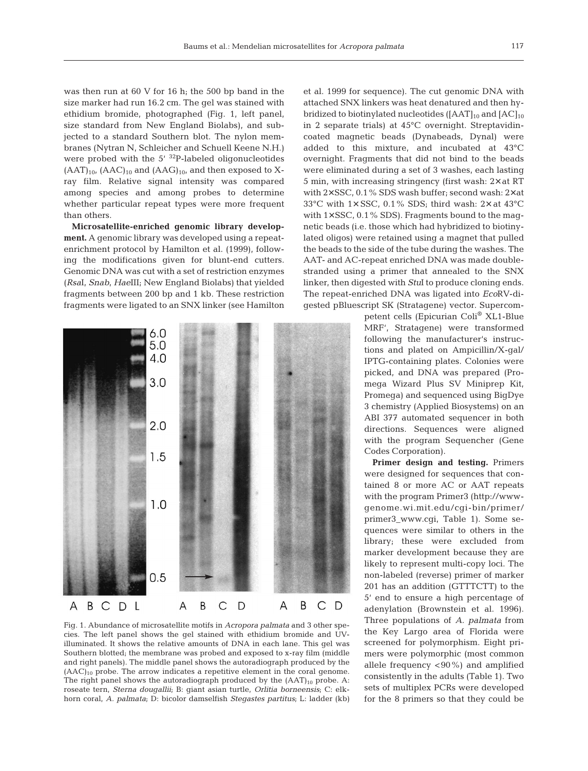was then run at 60 V for 16 h; the 500 bp band in the size marker had run 16.2 cm. The gel was stained with ethidium bromide, photographed (Fig. 1, left panel, size standard from New England Biolabs), and subjected to a standard Southern blot. The nylon membranes (Nytran N, Schleicher and Schuell Keene N.H.) were probed with the 5′ $^{32}$P-labeled oligonucleotides $(AAT)_{10}$, $(AAC)_{10}$ and $(AAG)_{10}$, and then exposed to X-ray film. Relative signal intensity was compared among species and among probes to determine whether particular repeat types were more frequent than others.

**Microsatellite-enriched genomic library development.** A genomic library was developed using a repeat-enrichment protocol by Hamilton et al. (1999), following the modifications given for blunt-end cutters. Genomic DNA was cut with a set of restriction enzymes (*Rsa*I, *Snab*, *Hae*III; New England Biolabs) that yielded fragments between 200 bp and 1 kb. These restriction fragments were ligated to an SNX linker (see Hamilton et al. 1999 for sequence). The cut genomic DNA with attached SNX linkers was heat denatured and then hybridized to biotinylated nucleotides ($[AAT]_{10}$ and $[AC]_{10}$ in 2 separate trials) at 45°C overnight. Streptavidin-coated magnetic beads (Dynabeads, Dynal) were added to this mixture, and incubated at 43°C overnight. Fragments that did not bind to the beads were eliminated during a set of 3 washes, each lasting 5 min, with increasing stringency (first wash: 2× at RT with 2× SSC, 0.1% SDS wash buffer; second wash: 2× at 33°C with 1× SSC, 0.1% SDS; third wash: 2× at 43°C with 1× SSC, 0.1% SDS). Fragments bound to the magnetic beads (i.e. those which had hybridized to biotinylated oligos) were retained using a magnet that pulled the beads to the side of the tube during the washes. The AAT- and AC-repeat enriched DNA was made double-stranded using a primer that annealed to the SNX linker, then digested with *Stu*I to produce cloning ends. The repeat-enriched DNA was ligated into *Eco*RV-digested pBluescript SK (Stratagene) vector. Supercompetent cells (Epicurian Coli® XL1-Blue MRF′, Stratagene) were transformed following the manufacturer's instructions and plated on Ampicillin/X-gal/IPTG-containing plates. Colonies were picked, and DNA was prepared (Promega Wizard Plus SV Miniprep Kit, Promega) and sequenced using BigDye 3 chemistry (Applied Biosystems) on an ABI 377 automated sequencer in both directions. Sequences were aligned with the program Sequencher (Gene Codes Corporation).

Fig. 1. Abundance of microsatellite motifs in *Acropora palmata* and 3 other species. The left panel shows the gel stained with ethidium bromide and UV-illuminated. It shows the relative amounts of DNA in each lane. This gel was Southern blotted; the membrane was probed and exposed to x-ray film (middle and right panels). The middle panel shows the autoradiograph produced by the $(AAC)_{10}$ probe. The arrow indicates a repetitive element in the coral genome. The right panel shows the autoradiograph produced by the $(AAT)_{10}$ probe. A: roseate tern, *Sterna dougallii*; B: giant asian turtle, *Orlitia borneensis*; C: elkhorn coral, *A. palmata*; D: bicolor damselfish *Stegastes partitus*; L: ladder (kb)

**Primer design and testing.** Primers were designed for sequences that contained 8 or more AC or AAT repeats with the program Primer3 (http://www-genome.wi.mit.edu/cgi-bin/primer/primer3_www.cgi, Table 1). Some sequences were similar to others in the library; these were excluded from marker development because they are likely to represent multi-copy loci. The non-labeled (reverse) primer of marker 201 has an addition (GTTTCTT) to the 5′ end to ensure a high percentage of adenylation (Brownstein et al. 1996). Three populations of *A. palmata* from the Key Largo area of Florida were screened for polymorphism. Eight primers were polymorphic (most common allele frequency <90%) and amplified consistently in the adults (Table 1). Two sets of multiplex PCRs were developed for the 8 primers so that they could be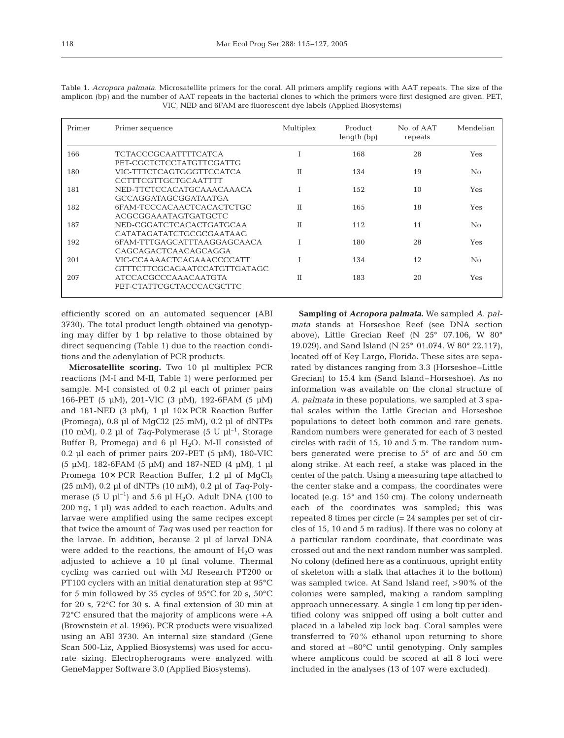Table 1. *Acropora palmata*. Microsatellite primers for the coral. All primers amplify regions with AAT repeats. The size of the amplicon (bp) and the number of AAT repeats in the bacterial clones to which the primers were first designed are given. PET, VIC, NED and 6FAM are fluorescent dye labels (Applied Biosystems)

| Primer | Primer sequence | Multiplex | Product length (bp) | No. of AAT repeats | Mendelian |
|---|---|---|---|---|---|
| 166 | TCTACCCGCAATTTTCATCA<br>PET-CGCTCTCCTATGTTCGATTG | I | 168 | 28 | Yes |
| 180 | VIC-TTTCTCAGTGGGTTCCATCA<br>CCTTTCGTTGCTGCAATTTT | II | 134 | 19 | No |
| 181 | NED-TTCTCCACATGCAAACAAACA<br>GCCAGGATAGCGGATAATGA | I | 152 | 10 | Yes |
| 182 | 6FAM-TCCCACAACTCACACTCTGC<br>ACGCGGAAATAGTGATGCTC | II | 165 | 18 | Yes |
| 187 | NED-CGGATCTCACACTGATGCAA<br>CATATAGATATCTGCGCGAATAAG | II | 112 | 11 | No |
| 192 | 6FAM-TTTGAGCATTTAAGGAGCAACA<br>CAGCAGACTCAACAGCAGGA | I | 180 | 28 | Yes |
| 201 | VIC-CCAAAACTCAGAAACCCCATT<br>GTTTCTTCGCAGAATCCATGTTGATAGC | I | 134 | 12 | No |
| 207 | ATCCACGCCCAAACAATGTA<br>PET-CTATTCGCTACCCACGCTTC | II | 183 | 20 | Yes |

efficiently scored on an automated sequencer (ABI 3730). The total product length obtained via genotyping may differ by 1 bp relative to those obtained by direct sequencing (Table 1) due to the reaction conditions and the adenylation of PCR products.

**Microsatellite scoring.** Two 10 µl multiplex PCR reactions (M-I and M-II, Table 1) were performed per sample. M-I consisted of 0.2 µl each of primer pairs 166-PET (5 µM), 201-VIC (3 µM), 192-6FAM (5 µM) and 181-NED (3 µM), 1 µl 10× PCR Reaction Buffer (Promega), 0.8 µl of MgCl2 (25 mM), 0.2 µl of dNTPs (10 mM), 0.2 µl of *Taq*-Polymerase (5 U $\mu l^{-1}$, Storage Buffer B, Promega) and 6 µl $H_2O$. M-II consisted of 0.2 µl each of primer pairs 207-PET (5 µM), 180-VIC (5 µM), 182-6FAM (5 µM) and 187-NED (4 µM), 1 µl Promega 10× PCR Reaction Buffer, 1.2 µl of $MgCl_2$ (25 mM), 0.2 µl of dNTPs (10 mM), 0.2 µl of *Taq*-Polymerase (5 U $\mu l^{-1}$) and 5.6 µl $H_2O$. Adult DNA (100 to 200 ng, 1 µl) was added to each reaction. Adults and larvae were amplified using the same recipes except that twice the amount of *Taq* was used per reaction for the larvae. In addition, because 2 µl of larval DNA were added to the reactions, the amount of $H_2O$ was adjusted to achieve a 10 µl final volume. Thermal cycling was carried out with MJ Research PT200 or PT100 cyclers with an initial denaturation step at 95°C for 5 min followed by 35 cycles of 95°C for 20 s, 50°C for 20 s, 72°C for 30 s. A final extension of 30 min at 72°C ensured that the majority of amplicons were +A (Brownstein et al. 1996). PCR products were visualized using an ABI 3730. An internal size standard (Gene Scan 500-Liz, Applied Biosystems) was used for accurate sizing. Electropherograms were analyzed with GeneMapper Software 3.0 (Applied Biosystems).

**Sampling of *Acropora palmata*.** We sampled *A. palmata* stands at Horseshoe Reef (see DNA section above), Little Grecian Reef (N 25° 07.106, W 80° 19.029), and Sand Island (N 25° 01.074, W 80° 22.117), located off of Key Largo, Florida. These sites are separated by distances ranging from 3.3 (Horseshoe–Little Grecian) to 15.4 km (Sand Island–Horseshoe). As no information was available on the clonal structure of *A. palmata* in these populations, we sampled at 3 spatial scales within the Little Grecian and Horseshoe populations to detect both common and rare genets. Random numbers were generated for each of 3 nested circles with radii of 15, 10 and 5 m. The random numbers generated were precise to 5° of arc and 50 cm along strike. At each reef, a stake was placed in the center of the patch. Using a measuring tape attached to the center stake and a compass, the coordinates were located (e.g. 15° and 150 cm). The colony underneath each of the coordinates was sampled; this was repeated 8 times per circle (= 24 samples per set of circles of 15, 10 and 5 m radius). If there was no colony at a particular random coordinate, that coordinate was crossed out and the next random number was sampled. No colony (defined here as a continuous, upright entity of skeleton with a stalk that attaches it to the bottom) was sampled twice. At Sand Island reef, >90% of the colonies were sampled, making a random sampling approach unnecessary. A single 1 cm long tip per identified colony was snipped off using a bolt cutter and placed in a labeled zip lock bag. Coral samples were transferred to 70% ethanol upon returning to shore and stored at –80°C until genotyping. Only samples where amplicons could be scored at all 8 loci were included in the analyses (13 of 107 were excluded).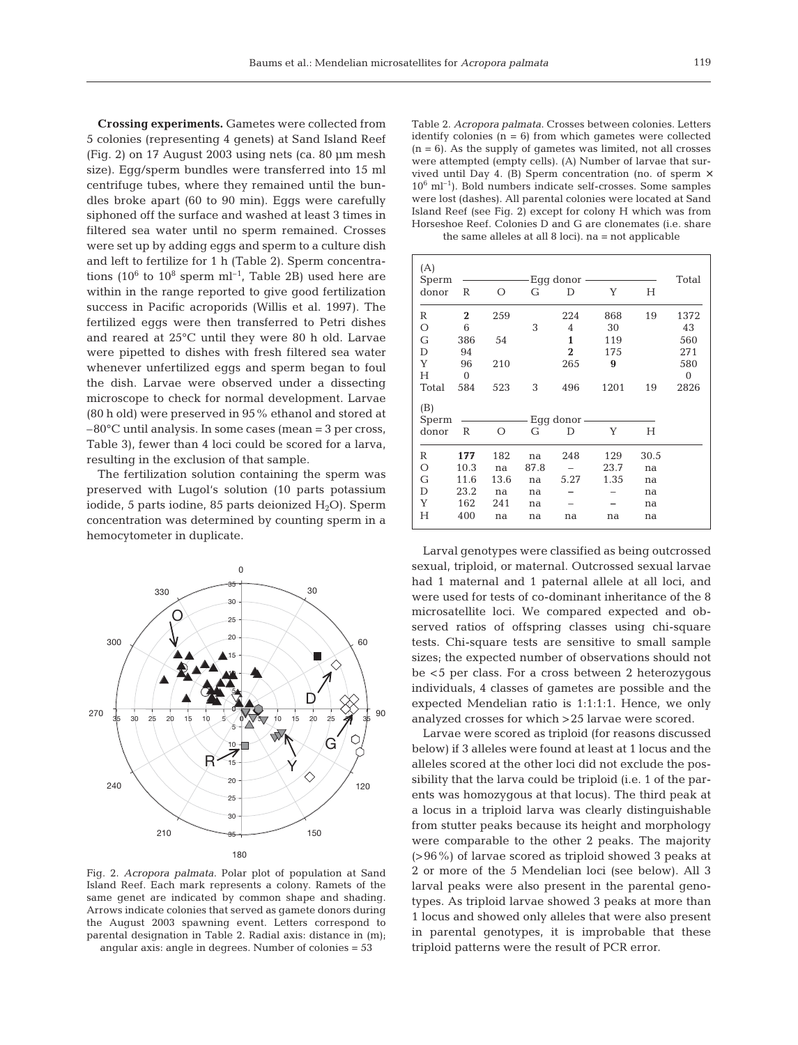**Crossing experiments.** Gametes were collected from 5 colonies (representing 4 genets) at Sand Island Reef (Fig. 2) on 17 August 2003 using nets (ca. 80 µm mesh size). Egg/sperm bundles were transferred into 15 ml centrifuge tubes, where they remained until the bundles broke apart (60 to 90 min). Eggs were carefully siphoned off the surface and washed at least 3 times in filtered sea water until no sperm remained. Crosses were set up by adding eggs and sperm to a culture dish and left to fertilize for 1 h (Table 2). Sperm concentrations ($10^6$ to $10^8$ sperm ml$^{-1}$, Table 2B) used here are within in the range reported to give good fertilization success in Pacific acroporids (Willis et al. 1997). The fertilized eggs were then transferred to Petri dishes and reared at 25°C until they were 80 h old. Larvae were pipetted to dishes with fresh filtered sea water whenever unfertilized eggs and sperm began to foul the dish. Larvae were observed under a dissecting microscope to check for normal development. Larvae (80 h old) were preserved in 95% ethanol and stored at –80°C until analysis. In some cases (mean = 3 per cross, Table 3), fewer than 4 loci could be scored for a larva, resulting in the exclusion of that sample.

The fertilization solution containing the sperm was preserved with Lugol's solution (10 parts potassium iodide, 5 parts iodine, 85 parts deionized $H_2O$). Sperm concentration was determined by counting sperm in a hemocytometer in duplicate.

Fig. 2. *Acropora palmata*. Polar plot of population at Sand Island Reef. Each mark represents a colony. Ramets of the same genet are indicated by common shape and shading. Arrows indicate colonies that served as gamete donors during the August 2003 spawning event. Letters correspond to parental designation in Table 2. Radial axis: distance in (m); angular axis: angle in degrees. Number of colonies = 53

Table 2. *Acropora palmata*. Crosses between colonies. Letters identify colonies (n = 6) from which gametes were collected (n = 6). As the supply of gametes was limited, not all crosses were attempted (empty cells). (A) Number of larvae that survived until Day 4. (B) Sperm concentration (no. of sperm × $10^6$ ml$^{-1}$). Bold numbers indicate self-crosses. Some samples were lost (dashes). All parental colonies were located at Sand Island Reef (see Fig. 2) except for colony H which was from Horseshoe Reef. Colonies D and G are clonemates (i.e. share the same alleles at all 8 loci). na = not applicable

| (A) Sperm donor | Egg donor R | O | G | D | Y | H | Total |
|---|---|---|---|---|---|---|---|
| R | **2** | 259 | | 224 | 868 | 19 | 1372 |
| O | 6 | | 3 | 4 | 30 | | 43 |
| G | 386 | 54 | | **1** | 119 | | 560 |
| D | 94 | | | **2** | 175 | | 271 |
| Y | 96 | 210 | | 265 | **9** | | 580 |
| H | 0 | | | | | | 0 |
| Total | 584 | 523 | 3 | 496 | 1201 | 19 | 2826 |

| (B) Sperm donor | Egg donor R | O | G | D | Y | H |
|---|---|---|---|---|---|---|
| R | **177** | 182 | na | 248 | 129 | 30.5 |
| O | 10.3 | na | 87.8 | – | 23.7 | na |
| G | 11.6 | 13.6 | na | 5.27 | 1.35 | na |
| D | 23.2 | na | na | **–** | – | na |
| Y | 162 | 241 | na | – | **–** | na |
| H | 400 | na | na | na | na | na |

Larval genotypes were classified as being outcrossed sexual, triploid, or maternal. Outcrossed sexual larvae had 1 maternal and 1 paternal allele at all loci, and were used for tests of co-dominant inheritance of the 8 microsatellite loci. We compared expected and observed ratios of offspring classes using chi-square tests. Chi-square tests are sensitive to small sample sizes; the expected number of observations should not be <5 per class. For a cross between 2 heterozygous individuals, 4 classes of gametes are possible and the expected Mendelian ratio is 1:1:1:1. Hence, we only analyzed crosses for which >25 larvae were scored.

Larvae were scored as triploid (for reasons discussed below) if 3 alleles were found at least at 1 locus and the alleles scored at the other loci did not exclude the possibility that the larva could be triploid (i.e. 1 of the parents was homozygous at that locus). The third peak at a locus in a triploid larva was clearly distinguishable from stutter peaks because its height and morphology were comparable to the other 2 peaks. The majority (>96%) of larvae scored as triploid showed 3 peaks at 2 or more of the 5 Mendelian loci (see below). All 3 larval peaks were also present in the parental genotypes. As triploid larvae showed 3 peaks at more than 1 locus and showed only alleles that were also present in parental genotypes, it is improbable that these triploid patterns were the result of PCR error.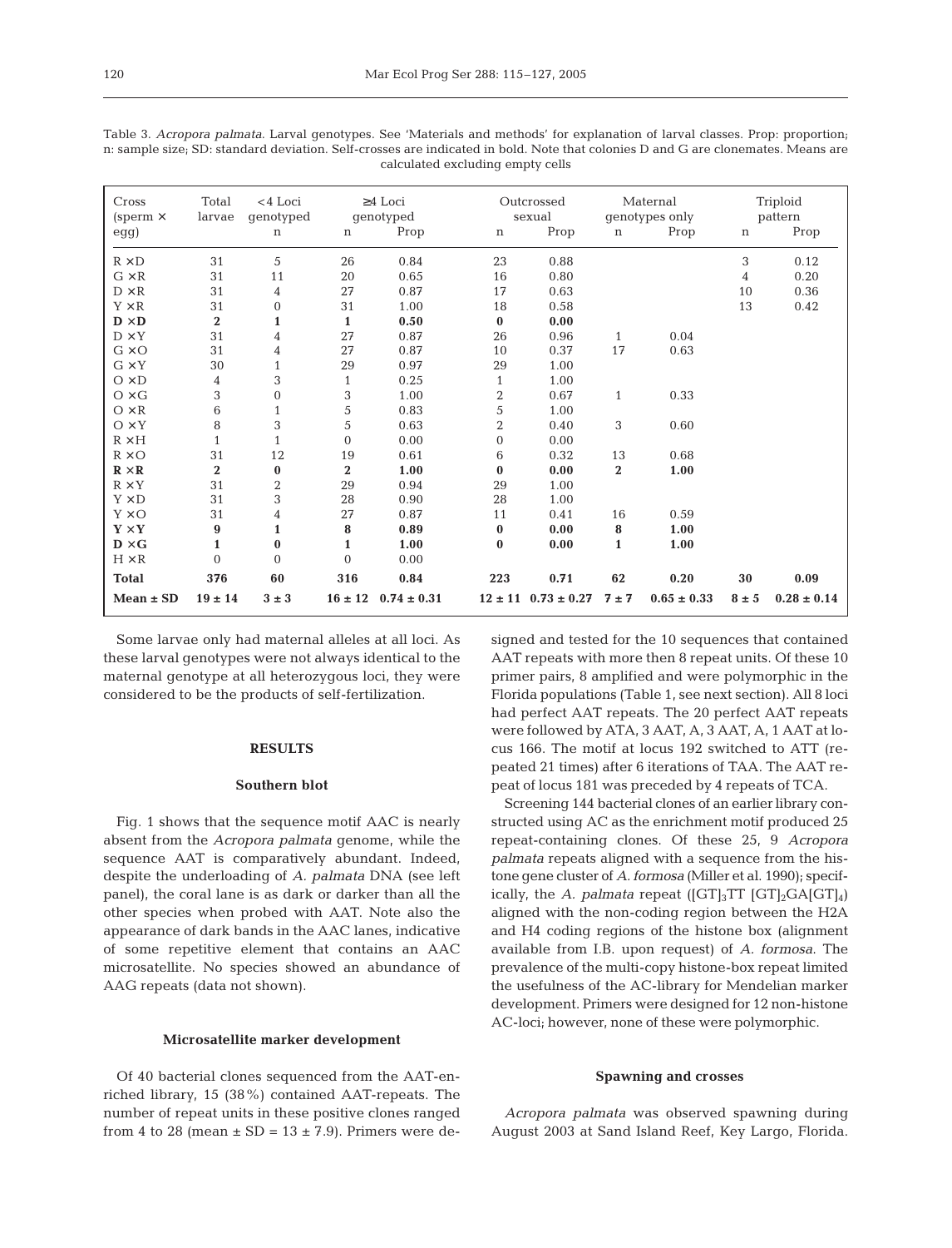Table 3. *Acropora palmata*. Larval genotypes. See 'Materials and methods' for explanation of larval classes. Prop: proportion; n: sample size; SD: standard deviation. Self-crosses are indicated in bold. Note that colonies D and G are clonemates. Means are calculated excluding empty cells

| Cross (sperm × egg) | Total larvae | <4 Loci genotyped | ≥4 Loci genotyped | | Outcrossed sexual | | Maternal genotypes only | | Triploid pattern | |
|---|---|---|---|---|---|---|---|---|---|---|
| | | n | n | Prop | n | Prop | n | Prop | n | Prop |
| R ×D | 31 | 5 | 26 | 0.84 | 23 | 0.88 | | | 3 | 0.12 |
| G ×R | 31 | 11 | 20 | 0.65 | 16 | 0.80 | | | 4 | 0.20 |
| D ×R | 31 | 4 | 27 | 0.87 | 17 | 0.63 | | | 10 | 0.36 |
| Y ×R | 31 | 0 | 31 | 1.00 | 18 | 0.58 | | | 13 | 0.42 |
| **D ×D** | **2** | **1** | **1** | **0.50** | **0** | **0.00** | | | | |
| D ×Y | 31 | 4 | 27 | 0.87 | 26 | 0.96 | 1 | 0.04 | | |
| G ×O | 31 | 4 | 27 | 0.87 | 10 | 0.37 | 17 | 0.63 | | |
| G ×Y | 30 | 1 | 29 | 0.97 | 29 | 1.00 | | | | |
| O ×D | 4 | 3 | 1 | 0.25 | 1 | 1.00 | | | | |
| O ×G | 3 | 0 | 3 | 1.00 | 2 | 0.67 | 1 | 0.33 | | |
| O ×R | 6 | 1 | 5 | 0.83 | 5 | 1.00 | | | | |
| O ×Y | 8 | 3 | 5 | 0.63 | 2 | 0.40 | 3 | 0.60 | | |
| R ×H | 1 | 1 | 0 | 0.00 | 0 | 0.00 | | | | |
| R ×O | 31 | 12 | 19 | 0.61 | 6 | 0.32 | 13 | 0.68 | | |
| **R ×R** | **2** | **0** | **2** | **1.00** | **0** | **0.00** | **2** | **1.00** | | |
| R ×Y | 31 | 2 | 29 | 0.94 | 29 | 1.00 | | | | |
| Y ×D | 31 | 3 | 28 | 0.90 | 28 | 1.00 | | | | |
| Y ×O | 31 | 4 | 27 | 0.87 | 11 | 0.41 | 16 | 0.59 | | |
| **Y ×Y** | **9** | **1** | **8** | **0.89** | **0** | **0.00** | **8** | **1.00** | | |
| **D ×G** | **1** | **0** | **1** | **1.00** | **0** | **0.00** | **1** | **1.00** | | |
| H ×R | 0 | 0 | 0 | 0.00 | | | | | | |
| **Total** | **376** | **60** | **316** | **0.84** | **223** | **0.71** | **62** | **0.20** | **30** | **0.09** |
| **Mean ± SD** | **19 ± 14** | **3 ± 3** | **16 ± 12** | **0.74 ± 0.31** | **12 ± 11** | **0.73 ± 0.27** | **7 ± 7** | **0.65 ± 0.33** | **8 ± 5** | **0.28 ± 0.14** |

Some larvae only had maternal alleles at all loci. As these larval genotypes were not always identical to the maternal genotype at all heterozygous loci, they were considered to be the products of self-fertilization.

## RESULTS

### Southern blot

Fig. 1 shows that the sequence motif AAC is nearly absent from the *Acropora palmata* genome, while the sequence AAT is comparatively abundant. Indeed, despite the underloading of *A. palmata* DNA (see left panel), the coral lane is as dark or darker than all the other species when probed with AAT. Note also the appearance of dark bands in the AAC lanes, indicative of some repetitive element that contains an AAC microsatellite. No species showed an abundance of AAG repeats (data not shown).

### Microsatellite marker development

Of 40 bacterial clones sequenced from the AAT-enriched library, 15 (38%) contained AAT-repeats. The number of repeat units in these positive clones ranged from 4 to 28 (mean ± SD = 13 ± 7.9). Primers were designed and tested for the 10 sequences that contained AAT repeats with more then 8 repeat units. Of these 10 primer pairs, 8 amplified and were polymorphic in the Florida populations (Table 1, see next section). All 8 loci had perfect AAT repeats. The 20 perfect AAT repeats were followed by ATA, 3 AAT, A, 3 AAT, A, 1 AAT at locus 166. The motif at locus 192 switched to ATT (repeated 21 times) after 6 iterations of TAA. The AAT repeat of locus 181 was preceded by 4 repeats of TCA.

Screening 144 bacterial clones of an earlier library constructed using AC as the enrichment motif produced 25 repeat-containing clones. Of these 25, 9 *Acropora palmata* repeats aligned with a sequence from the histone gene cluster of *A. formosa* (Miller et al. 1990); specifically, the *A. palmata* repeat ($[GT]_3TT$ $[GT]_2GA[GT]_4$) aligned with the non-coding region between the H2A and H4 coding regions of the histone box (alignment available from I.B. upon request) of *A. formosa*. The prevalence of the multi-copy histone-box repeat limited the usefulness of the AC-library for Mendelian marker development. Primers were designed for 12 non-histone AC-loci; however, none of these were polymorphic.

### Spawning and crosses

*Acropora palmata* was observed spawning during August 2003 at Sand Island Reef, Key Largo, Florida.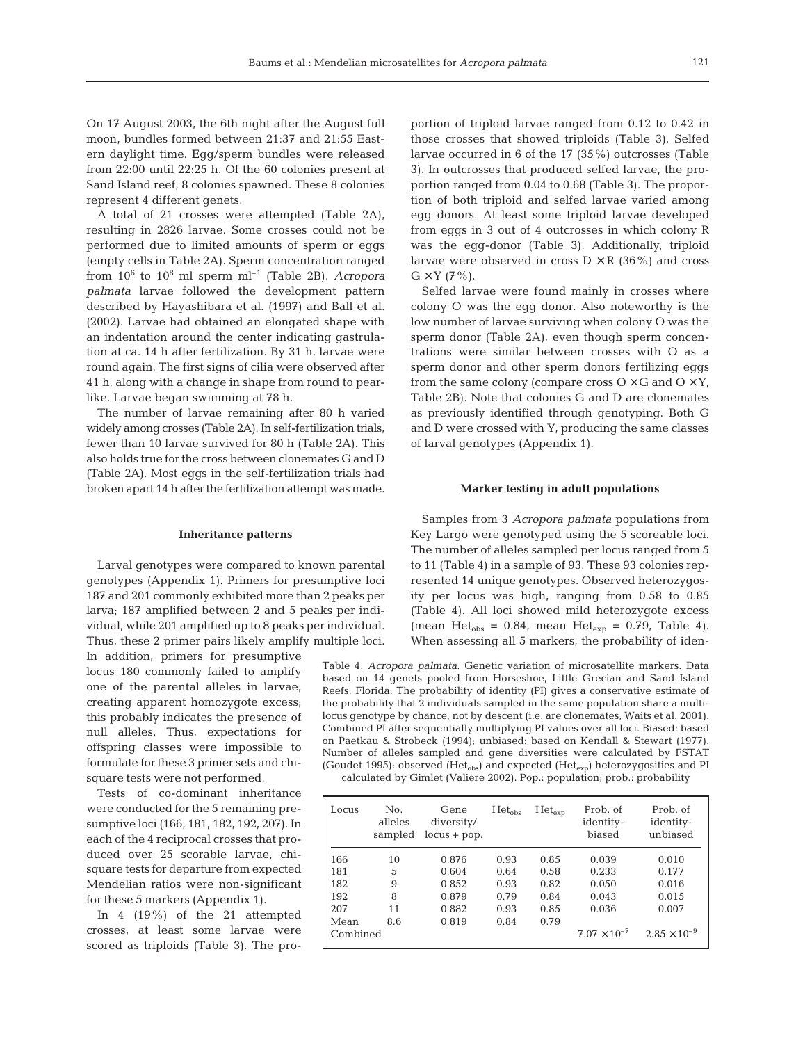On 17 August 2003, the 6th night after the August full moon, bundles formed between 21:37 and 21:55 Eastern daylight time. Egg/sperm bundles were released from 22:00 until 22:25 h. Of the 60 colonies present at Sand Island reef, 8 colonies spawned. These 8 colonies represent 4 different genets.

A total of 21 crosses were attempted (Table 2A), resulting in 2826 larvae. Some crosses could not be performed due to limited amounts of sperm or eggs (empty cells in Table 2A). Sperm concentration ranged from $10^6$ to $10^8$ ml sperm ml$^{-1}$ (Table 2B). *Acropora palmata* larvae followed the development pattern described by Hayashibara et al. (1997) and Ball et al. (2002). Larvae had obtained an elongated shape with an indentation around the center indicating gastrulation at ca. 14 h after fertilization. By 31 h, larvae were round again. The first signs of cilia were observed after 41 h, along with a change in shape from round to pear-like. Larvae began swimming at 78 h.

The number of larvae remaining after 80 h varied widely among crosses (Table 2A). In self-fertilization trials, fewer than 10 larvae survived for 80 h (Table 2A). This also holds true for the cross between clonemates G and D (Table 2A). Most eggs in the self-fertilization trials had broken apart 14 h after the fertilization attempt was made.

## Inheritance patterns

Larval genotypes were compared to known parental genotypes (Appendix 1). Primers for presumptive loci 187 and 201 commonly exhibited more than 2 peaks per larva; 187 amplified between 2 and 5 peaks per individual, while 201 amplified up to 8 peaks per individual. Thus, these 2 primer pairs likely amplify multiple loci. In addition, primers for presumptive locus 180 commonly failed to amplify one of the parental alleles in larvae, creating apparent homozygote excess; this probably indicates the presence of null alleles. Thus, expectations for offspring classes were impossible to formulate for these 3 primer sets and chi-square tests were not performed.

Tests of co-dominant inheritance were conducted for the 5 remaining presumptive loci (166, 181, 182, 192, 207). In each of the 4 reciprocal crosses that produced over 25 scorable larvae, chi-square tests for departure from expected Mendelian ratios were non-significant for these 5 markers (Appendix 1).

In 4 (19%) of the 21 attempted crosses, at least some larvae were scored as triploids (Table 3). The proportion of triploid larvae ranged from 0.12 to 0.42 in those crosses that showed triploids (Table 3). Selfed larvae occurred in 6 of the 17 (35%) outcrosses (Table 3). In outcrosses that produced selfed larvae, the proportion ranged from 0.04 to 0.68 (Table 3). The proportion of both triploid and selfed larvae varied among egg donors. At least some triploid larvae developed from eggs in 3 out of 4 outcrosses in which colony R was the egg-donor (Table 3). Additionally, triploid larvae were observed in cross D × R (36%) and cross G × Y (7%).

Selfed larvae were found mainly in crosses where colony O was the egg donor. Also noteworthy is the low number of larvae surviving when colony O was the sperm donor (Table 2A), even though sperm concentrations were similar between crosses with O as a sperm donor and other sperm donors fertilizing eggs from the same colony (compare cross O × G and O × Y, Table 2B). Note that colonies G and D are clonemates as previously identified through genotyping. Both G and D were crossed with Y, producing the same classes of larval genotypes (Appendix 1).

## Marker testing in adult populations

Samples from 3 *Acropora palmata* populations from Key Largo were genotyped using the 5 scoreable loci. The number of alleles sampled per locus ranged from 5 to 11 (Table 4) in a sample of 93. These 93 colonies represented 14 unique genotypes. Observed heterozygosity per locus was high, ranging from 0.58 to 0.85 (Table 4). All loci showed mild heterozygote excess (mean $Het_{obs}$ = 0.84, mean $Het_{exp}$ = 0.79, Table 4). When assessing all 5 markers, the probability of iden-

Table 4. *Acropora palmata*. Genetic variation of microsatellite markers. Data based on 14 genets pooled from Horseshoe, Little Grecian and Sand Island Reefs, Florida. The probability of identity (PI) gives a conservative estimate of the probability that 2 individuals sampled in the same population share a multilocus genotype by chance, not by descent (i.e. are clonemates, Waits et al. 2001). Combined PI after sequentially multiplying PI values over all loci. Biased: based on Paetkau & Strobeck (1994); unbiased: based on Kendall & Stewart (1977). Number of alleles sampled and gene diversities were calculated by FSTAT (Goudet 1995); observed ($Het_{obs}$) and expected ($Het_{exp}$) heterozygosities and PI calculated by Gimlet (Valiere 2002). Pop.: population; prob.: probability

| Locus | No. alleles sampled | Gene diversity/ locus + pop. | $Het_{obs}$ | $Het_{exp}$ | Prob. of identity-biased | Prob. of identity-unbiased |
|---|---|---|---|---|---|---|
| 166 | 10 | 0.876 | 0.93 | 0.85 | 0.039 | 0.010 |
| 181 | 5 | 0.604 | 0.64 | 0.58 | 0.233 | 0.177 |
| 182 | 9 | 0.852 | 0.93 | 0.82 | 0.050 | 0.016 |
| 192 | 8 | 0.879 | 0.79 | 0.84 | 0.043 | 0.015 |
| 207 | 11 | 0.882 | 0.93 | 0.85 | 0.036 | 0.007 |
| Mean | 8.6 | 0.819 | 0.84 | 0.79 | | |
| Combined | | | | | $7.07 \times 10^{-7}$ | $2.85 \times 10^{-9}$ |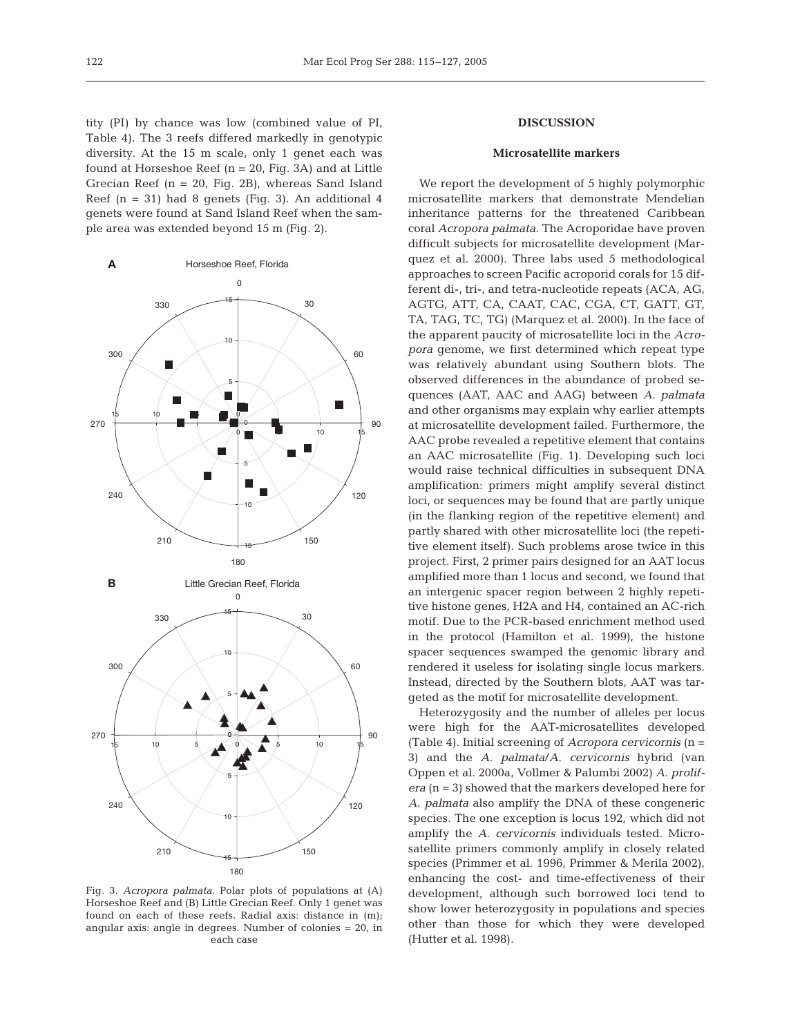tity (PI) by chance was low (combined value of PI, Table 4). The 3 reefs differed markedly in genotypic diversity. At the 15 m scale, only 1 genet each was found at Horseshoe Reef (n = 20, Fig. 3A) and at Little Grecian Reef (n = 20, Fig. 2B), whereas Sand Island Reef (n = 31) had 8 genets (Fig. 3). An additional 4 genets were found at Sand Island Reef when the sample area was extended beyond 15 m (Fig. 2).

Fig. 3. *Acropora palmata*. Polar plots of populations at (A) Horseshoe Reef and (B) Little Grecian Reef. Only 1 genet was found on each of these reefs. Radial axis: distance in (m); angular axis: angle in degrees. Number of colonies = 20, in each case

## DISCUSSION

### Microsatellite markers

We report the development of 5 highly polymorphic microsatellite markers that demonstrate Mendelian inheritance patterns for the threatened Caribbean coral *Acropora palmata*. The Acroporidae have proven difficult subjects for microsatellite development (Marquez et al. 2000). Three labs used 5 methodological approaches to screen Pacific acroporid corals for 15 different di-, tri-, and tetra-nucleotide repeats (ACA, AG, AGTG, ATT, CA, CAAT, CAC, CGA, CT, GATT, GT, TA, TAG, TC, TG) (Marquez et al. 2000). In the face of the apparent paucity of microsatellite loci in the *Acropora* genome, we first determined which repeat type was relatively abundant using Southern blots. The observed differences in the abundance of probed sequences (AAT, AAC and AAG) between *A. palmata* and other organisms may explain why earlier attempts at microsatellite development failed. Furthermore, the AAC probe revealed a repetitive element that contains an AAC microsatellite (Fig. 1). Developing such loci would raise technical difficulties in subsequent DNA amplification: primers might amplify several distinct loci, or sequences may be found that are partly unique (in the flanking region of the repetitive element) and partly shared with other microsatellite loci (the repetitive element itself). Such problems arose twice in this project. First, 2 primer pairs designed for an AAT locus amplified more than 1 locus and second, we found that an intergenic spacer region between 2 highly repetitive histone genes, H2A and H4, contained an AC-rich motif. Due to the PCR-based enrichment method used in the protocol (Hamilton et al. 1999), the histone spacer sequences swamped the genomic library and rendered it useless for isolating single locus markers. Instead, directed by the Southern blots, AAT was targeted as the motif for microsatellite development.

Heterozygosity and the number of alleles per locus were high for the AAT-microsatellites developed (Table 4). Initial screening of *Acropora cervicornis* (n = 3) and the *A. palmata*/*A. cervicornis* hybrid (van Oppen et al. 2000a, Vollmer & Palumbi 2002) *A. prolifera* (n = 3) showed that the markers developed here for *A. palmata* also amplify the DNA of these congeneric species. The one exception is locus 192, which did not amplify the *A. cervicornis* individuals tested. Microsatellite primers commonly amplify in closely related species (Primmer et al. 1996, Primmer & Merila 2002), enhancing the cost- and time-effectiveness of their development, although such borrowed loci tend to show lower heterozygosity in populations and species other than those for which they were developed (Hutter et al. 1998).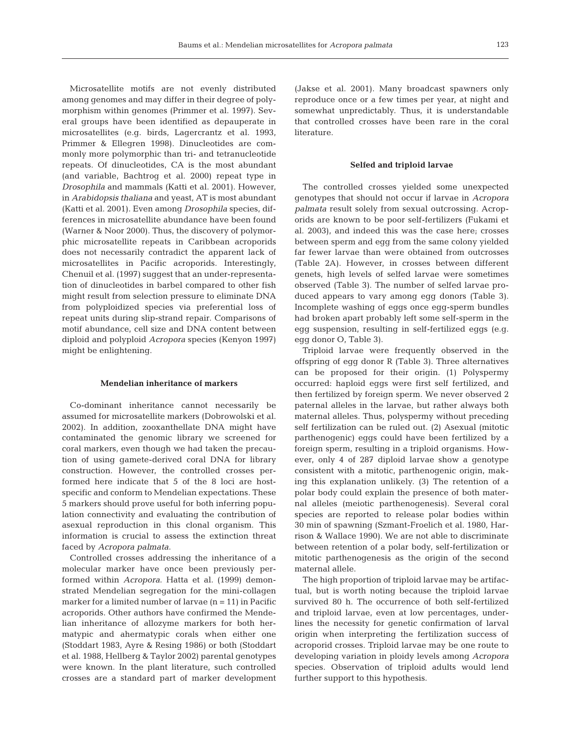Microsatellite motifs are not evenly distributed among genomes and may differ in their degree of polymorphism within genomes (Primmer et al. 1997). Several groups have been identified as depauperate in microsatellites (e.g. birds, Lagercrantz et al. 1993, Primmer & Ellegren 1998). Dinucleotides are commonly more polymorphic than tri- and tetranucleotide repeats. Of dinucleotides, CA is the most abundant (and variable, Bachtrog et al. 2000) repeat type in *Drosophila* and mammals (Katti et al. 2001). However, in *Arabidopsis thaliana* and yeast, AT is most abundant (Katti et al. 2001). Even among *Drosophila* species, differences in microsatellite abundance have been found (Warner & Noor 2000). Thus, the discovery of polymorphic microsatellite repeats in Caribbean acroporids does not necessarily contradict the apparent lack of microsatellites in Pacific acroporids. Interestingly, Chenuil et al. (1997) suggest that an under-representation of dinucleotides in barbel compared to other fish might result from selection pressure to eliminate DNA from polyploidized species via preferential loss of repeat units during slip-strand repair. Comparisons of motif abundance, cell size and DNA content between diploid and polyploid *Acropora* species (Kenyon 1997) might be enlightening.

### Mendelian inheritance of markers

Co-dominant inheritance cannot necessarily be assumed for microsatellite markers (Dobrowolski et al. 2002). In addition, zooxanthellate DNA might have contaminated the genomic library we screened for coral markers, even though we had taken the precaution of using gamete-derived coral DNA for library construction. However, the controlled crosses performed here indicate that 5 of the 8 loci are host-specific and conform to Mendelian expectations. These 5 markers should prove useful for both inferring population connectivity and evaluating the contribution of asexual reproduction in this clonal organism. This information is crucial to assess the extinction threat faced by *Acropora palmata*.

Controlled crosses addressing the inheritance of a molecular marker have once been previously performed within *Acropora*. Hatta et al. (1999) demonstrated Mendelian segregation for the mini-collagen marker for a limited number of larvae (n = 11) in Pacific acroporids. Other authors have confirmed the Mendelian inheritance of allozyme markers for both hermatypic and ahermatypic corals when either one (Stoddart 1983, Ayre & Resing 1986) or both (Stoddart et al. 1988, Hellberg & Taylor 2002) parental genotypes were known. In the plant literature, such controlled crosses are a standard part of marker development (Jakse et al. 2001). Many broadcast spawners only reproduce once or a few times per year, at night and somewhat unpredictably. Thus, it is understandable that controlled crosses have been rare in the coral literature.

### Selfed and triploid larvae

The controlled crosses yielded some unexpected genotypes that should not occur if larvae in *Acropora palmata* result solely from sexual outcrossing. Acroporids are known to be poor self-fertilizers (Fukami et al. 2003), and indeed this was the case here; crosses between sperm and egg from the same colony yielded far fewer larvae than were obtained from outcrosses (Table 2A). However, in crosses between different genets, high levels of selfed larvae were sometimes observed (Table 3). The number of selfed larvae produced appears to vary among egg donors (Table 3). Incomplete washing of eggs once egg-sperm bundles had broken apart probably left some self-sperm in the egg suspension, resulting in self-fertilized eggs (e.g. egg donor O, Table 3).

Triploid larvae were frequently observed in the offspring of egg donor R (Table 3). Three alternatives can be proposed for their origin. (1) Polyspermy occurred: haploid eggs were first self fertilized, and then fertilized by foreign sperm. We never observed 2 paternal alleles in the larvae, but rather always both maternal alleles. Thus, polyspermy without preceding self fertilization can be ruled out. (2) Asexual (mitotic parthenogenic) eggs could have been fertilized by a foreign sperm, resulting in a triploid organisms. However, only 4 of 287 diploid larvae show a genotype consistent with a mitotic, parthenogenic origin, making this explanation unlikely. (3) The retention of a polar body could explain the presence of both maternal alleles (meiotic parthenogenesis). Several coral species are reported to release polar bodies within 30 min of spawning (Szmant-Froelich et al. 1980, Harrison & Wallace 1990). We are not able to discriminate between retention of a polar body, self-fertilization or mitotic parthenogenesis as the origin of the second maternal allele.

The high proportion of triploid larvae may be artifactual, but is worth noting because the triploid larvae survived 80 h. The occurrence of both self-fertilized and triploid larvae, even at low percentages, underlines the necessity for genetic confirmation of larval origin when interpreting the fertilization success of acroporid crosses. Triploid larvae may be one route to developing variation in ploidy levels among *Acropora* species. Observation of triploid adults would lend further support to this hypothesis.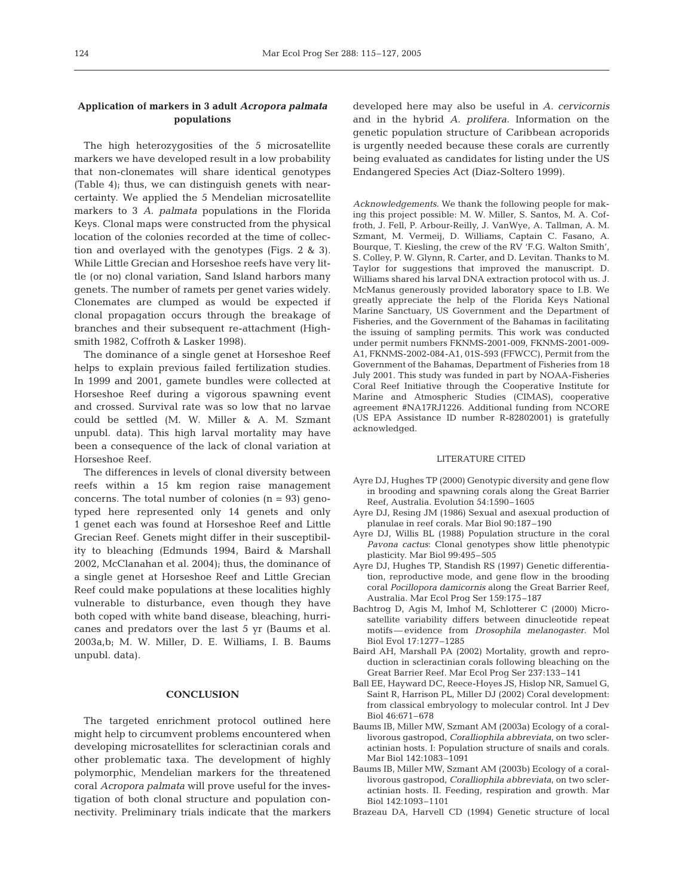### Application of markers in 3 adult *Acropora palmata* populations

The high heterozygosities of the 5 microsatellite markers we have developed result in a low probability that non-clonemates will share identical genotypes (Table 4); thus, we can distinguish genets with near-certainty. We applied the 5 Mendelian microsatellite markers to 3 *A. palmata* populations in the Florida Keys. Clonal maps were constructed from the physical location of the colonies recorded at the time of collection and overlayed with the genotypes (Figs. 2 & 3). While Little Grecian and Horseshoe reefs have very little (or no) clonal variation, Sand Island harbors many genets. The number of ramets per genet varies widely. Clonemates are clumped as would be expected if clonal propagation occurs through the breakage of branches and their subsequent re-attachment (Highsmith 1982, Coffroth & Lasker 1998).

The dominance of a single genet at Horseshoe Reef helps to explain previous failed fertilization studies. In 1999 and 2001, gamete bundles were collected at Horseshoe Reef during a vigorous spawning event and crossed. Survival rate was so low that no larvae could be settled (M. W. Miller & A. M. Szmant unpubl. data). This high larval mortality may have been a consequence of the lack of clonal variation at Horseshoe Reef.

The differences in levels of clonal diversity between reefs within a 15 km region raise management concerns. The total number of colonies (n = 93) genotyped here represented only 14 genets and only 1 genet each was found at Horseshoe Reef and Little Grecian Reef. Genets might differ in their susceptibility to bleaching (Edmunds 1994, Baird & Marshall 2002, McClanahan et al. 2004); thus, the dominance of a single genet at Horseshoe Reef and Little Grecian Reef could make populations at these localities highly vulnerable to disturbance, even though they have both coped with white band disease, bleaching, hurricanes and predators over the last 5 yr (Baums et al. 2003a,b; M. W. Miller, D. E. Williams, I. B. Baums unpubl. data).

## CONCLUSION

The targeted enrichment protocol outlined here might help to circumvent problems encountered when developing microsatellites for scleractinian corals and other problematic taxa. The development of highly polymorphic, Mendelian markers for the threatened coral *Acropora palmata* will prove useful for the investigation of both clonal structure and population connectivity. Preliminary trials indicate that the markers developed here may also be useful in *A. cervicornis* and in the hybrid *A. prolifera*. Information on the genetic population structure of Caribbean acroporids is urgently needed because these corals are currently being evaluated as candidates for listing under the US Endangered Species Act (Diaz-Soltero 1999).

*Acknowledgements*. We thank the following people for making this project possible: M. W. Miller, S. Santos, M. A. Coffroth, J. Fell, P. Arbour-Reilly, J. VanWye, A. Tallman, A. M. Szmant, M. Vermeij, D. Williams, Captain C. Fasano, A. Bourque, T. Kiesling, the crew of the RV 'F.G. Walton Smith', S. Colley, P. W. Glynn, R. Carter, and D. Levitan. Thanks to M. Taylor for suggestions that improved the manuscript. D. Williams shared his larval DNA extraction protocol with us. J. McManus generously provided laboratory space to I.B. We greatly appreciate the help of the Florida Keys National Marine Sanctuary, US Government and the Department of Fisheries, and the Government of the Bahamas in facilitating the issuing of sampling permits. This work was conducted under permit numbers FKNMS-2001-009, FKNMS-2001-009-A1, FKNMS-2002-084-A1, 01S-593 (FFWCC), Permit from the Government of the Bahamas, Department of Fisheries from 18 July 2001. This study was funded in part by NOAA-Fisheries Coral Reef Initiative through the Cooperative Institute for Marine and Atmospheric Studies (CIMAS), cooperative agreement #NA17RJ1226. Additional funding from NCORE (US EPA Assistance ID number R-82802001) is gratefully acknowledged.

## LITERATURE CITED

Ayre DJ, Hughes TP (2000) Genotypic diversity and gene flow in brooding and spawning corals along the Great Barrier Reef, Australia. Evolution 54:1590–1605

Ayre DJ, Resing JM (1986) Sexual and asexual production of planulae in reef corals. Mar Biol 90:187–190

Ayre DJ, Willis BL (1988) Population structure in the coral *Pavona cactus*: Clonal genotypes show little phenotypic plasticity. Mar Biol 99:495–505

Ayre DJ, Hughes TP, Standish RS (1997) Genetic differentiation, reproductive mode, and gene flow in the brooding coral *Pocillopora damicornis* along the Great Barrier Reef, Australia. Mar Ecol Prog Ser 159:175–187

Bachtrog D, Agis M, Imhof M, Schlotterer C (2000) Microsatellite variability differs between dinucleotide repeat motifs — evidence from *Drosophila melanogaster*. Mol Biol Evol 17:1277–1285

Baird AH, Marshall PA (2002) Mortality, growth and reproduction in scleractinian corals following bleaching on the Great Barrier Reef. Mar Ecol Prog Ser 237:133–141

Ball EE, Hayward DC, Reece-Hoyes JS, Hislop NR, Samuel G, Saint R, Harrison PL, Miller DJ (2002) Coral development: from classical embryology to molecular control. Int J Dev Biol 46:671–678

Baums IB, Miller MW, Szmant AM (2003a) Ecology of a corallivorous gastropod, *Coralliophila abbreviata*, on two scleractinian hosts. I: Population structure of snails and corals. Mar Biol 142:1083–1091

Baums IB, Miller MW, Szmant AM (2003b) Ecology of a corallivorous gastropod, *Coralliophila abbreviata*, on two scleractinian hosts. II. Feeding, respiration and growth. Mar Biol 142:1093–1101

Brazeau DA, Harvell CD (1994) Genetic structure of local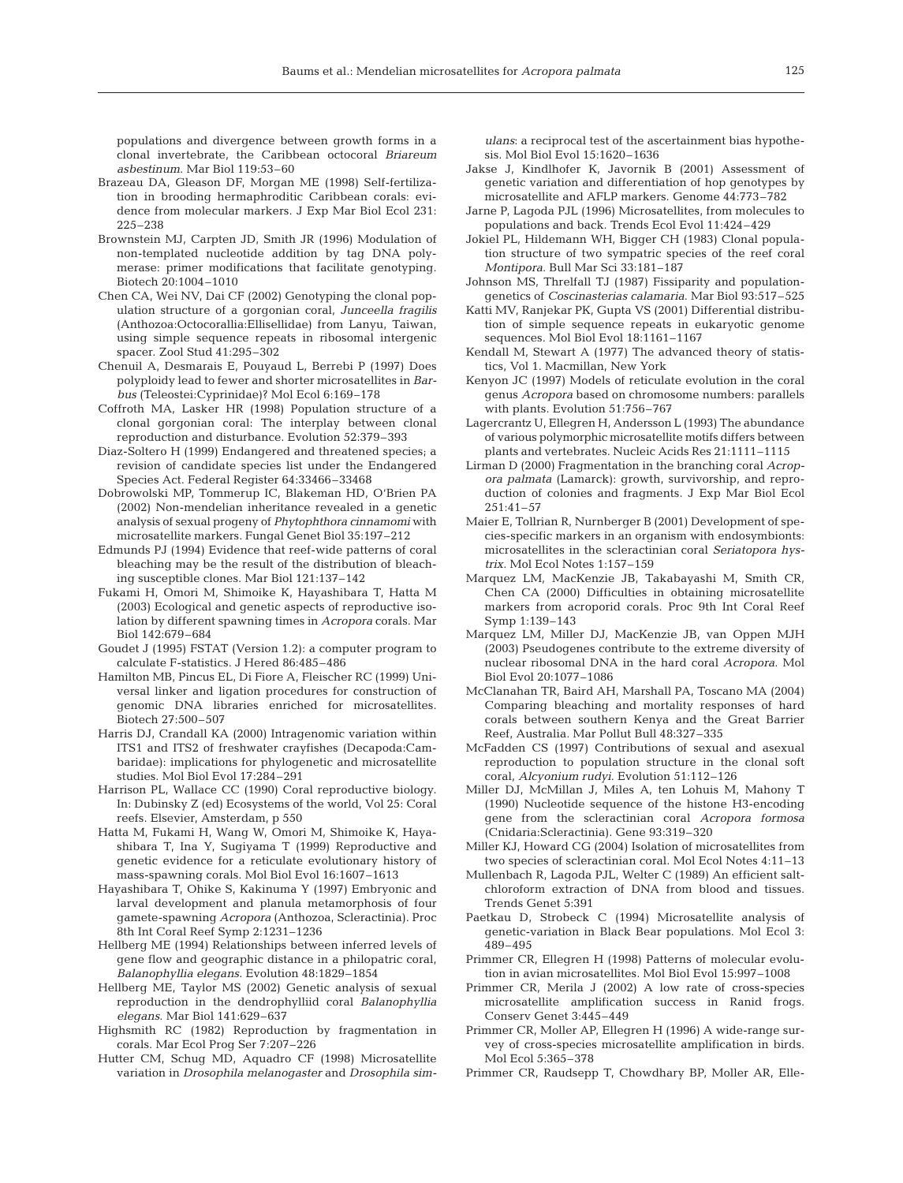populations and divergence between growth forms in a clonal invertebrate, the Caribbean octocoral *Briareum asbestinum*. Mar Biol 119:53–60

Brazeau DA, Gleason DF, Morgan ME (1998) Self-fertilization in brooding hermaphroditic Caribbean corals: evidence from molecular markers. J Exp Mar Biol Ecol 231: 225–238

Brownstein MJ, Carpten JD, Smith JR (1996) Modulation of non-templated nucleotide addition by tag DNA polymerase: primer modifications that facilitate genotyping. Biotech 20:1004–1010

Chen CA, Wei NV, Dai CF (2002) Genotyping the clonal population structure of a gorgonian coral, *Junceella fragilis* (Anthozoa:Octocorallia:Ellisellidae) from Lanyu, Taiwan, using simple sequence repeats in ribosomal intergenic spacer. Zool Stud 41:295–302

Chenuil A, Desmarais E, Pouyaud L, Berrebi P (1997) Does polyploidy lead to fewer and shorter microsatellites in *Barbus* (Teleostei:Cyprinidae)? Mol Ecol 6:169–178

Coffroth MA, Lasker HR (1998) Population structure of a clonal gorgonian coral: The interplay between clonal reproduction and disturbance. Evolution 52:379–393

Diaz-Soltero H (1999) Endangered and threatened species; a revision of candidate species list under the Endangered Species Act. Federal Register 64:33466–33468

Dobrowolski MP, Tommerup IC, Blakeman HD, O'Brien PA (2002) Non-mendelian inheritance revealed in a genetic analysis of sexual progeny of *Phytophthora cinnamomi* with microsatellite markers. Fungal Genet Biol 35:197–212

Edmunds PJ (1994) Evidence that reef-wide patterns of coral bleaching may be the result of the distribution of bleaching susceptible clones. Mar Biol 121:137–142

Fukami H, Omori M, Shimoike K, Hayashibara T, Hatta M (2003) Ecological and genetic aspects of reproductive isolation by different spawning times in *Acropora* corals. Mar Biol 142:679–684

Goudet J (1995) FSTAT (Version 1.2): a computer program to calculate F-statistics. J Hered 86:485–486

Hamilton MB, Pincus EL, Di Fiore A, Fleischer RC (1999) Universal linker and ligation procedures for construction of genomic DNA libraries enriched for microsatellites. Biotech 27:500–507

Harris DJ, Crandall KA (2000) Intragenomic variation within ITS1 and ITS2 of freshwater crayfishes (Decapoda:Cambaridae): implications for phylogenetic and microsatellite studies. Mol Biol Evol 17:284–291

Harrison PL, Wallace CC (1990) Coral reproductive biology. In: Dubinsky Z (ed) Ecosystems of the world, Vol 25: Coral reefs. Elsevier, Amsterdam, p 550

Hatta M, Fukami H, Wang W, Omori M, Shimoike K, Hayashibara T, Ina Y, Sugiyama T (1999) Reproductive and genetic evidence for a reticulate evolutionary history of mass-spawning corals. Mol Biol Evol 16:1607–1613

Hayashibara T, Ohike S, Kakinuma Y (1997) Embryonic and larval development and planula metamorphosis of four gamete-spawning *Acropora* (Anthozoa, Scleractinia). Proc 8th Int Coral Reef Symp 2:1231–1236

Hellberg ME (1994) Relationships between inferred levels of gene flow and geographic distance in a philopatric coral, *Balanophyllia elegans*. Evolution 48:1829–1854

Hellberg ME, Taylor MS (2002) Genetic analysis of sexual reproduction in the dendrophylliid coral *Balanophyllia elegans*. Mar Biol 141:629–637

Highsmith RC (1982) Reproduction by fragmentation in corals. Mar Ecol Prog Ser 7:207–226

Hutter CM, Schug MD, Aquadro CF (1998) Microsatellite variation in *Drosophila melanogaster* and *Drosophila simulans*: a reciprocal test of the ascertainment bias hypothesis. Mol Biol Evol 15:1620–1636

Jakse J, Kindlhofer K, Javornik B (2001) Assessment of genetic variation and differentiation of hop genotypes by microsatellite and AFLP markers. Genome 44:773–782

Jarne P, Lagoda PJL (1996) Microsatellites, from molecules to populations and back. Trends Ecol Evol 11:424–429

Jokiel PL, Hildemann WH, Bigger CH (1983) Clonal population structure of two sympatric species of the reef coral *Montipora*. Bull Mar Sci 33:181–187

Johnson MS, Threlfall TJ (1987) Fissiparity and population-genetics of *Coscinasterias calamaria*. Mar Biol 93:517–525

Katti MV, Ranjekar PK, Gupta VS (2001) Differential distribution of simple sequence repeats in eukaryotic genome sequences. Mol Biol Evol 18:1161–1167

Kendall M, Stewart A (1977) The advanced theory of statistics, Vol 1. Macmillan, New York

Kenyon JC (1997) Models of reticulate evolution in the coral genus *Acropora* based on chromosome numbers: parallels with plants. Evolution 51:756–767

Lagercrantz U, Ellegren H, Andersson L (1993) The abundance of various polymorphic microsatellite motifs differs between plants and vertebrates. Nucleic Acids Res 21:1111–1115

Lirman D (2000) Fragmentation in the branching coral *Acropora palmata* (Lamarck): growth, survivorship, and reproduction of colonies and fragments. J Exp Mar Biol Ecol 251:41–57

Maier E, Tollrian R, Nurnberger B (2001) Development of species-specific markers in an organism with endosymbionts: microsatellites in the scleractinian coral *Seriatopora hystrix*. Mol Ecol Notes 1:157–159

Marquez LM, MacKenzie JB, Takabayashi M, Smith CR, Chen CA (2000) Difficulties in obtaining microsatellite markers from acroporid corals. Proc 9th Int Coral Reef Symp 1:139–143

Marquez LM, Miller DJ, MacKenzie JB, van Oppen MJH (2003) Pseudogenes contribute to the extreme diversity of nuclear ribosomal DNA in the hard coral *Acropora*. Mol Biol Evol 20:1077–1086

McClanahan TR, Baird AH, Marshall PA, Toscano MA (2004) Comparing bleaching and mortality responses of hard corals between southern Kenya and the Great Barrier Reef, Australia. Mar Pollut Bull 48:327–335

McFadden CS (1997) Contributions of sexual and asexual reproduction to population structure in the clonal soft coral, *Alcyonium rudyi*. Evolution 51:112–126

Miller DJ, McMillan J, Miles A, ten Lohuis M, Mahony T (1990) Nucleotide sequence of the histone H3-encoding gene from the scleractinian coral *Acropora formosa* (Cnidaria:Scleractinia). Gene 93:319–320

Miller KJ, Howard CG (2004) Isolation of microsatellites from two species of scleractinian coral. Mol Ecol Notes 4:11–13

Mullenbach R, Lagoda PJL, Welter C (1989) An efficient salt-chloroform extraction of DNA from blood and tissues. Trends Genet 5:391

Paetkau D, Strobeck C (1994) Microsatellite analysis of genetic-variation in Black Bear populations. Mol Ecol 3: 489–495

Primmer CR, Ellegren H (1998) Patterns of molecular evolution in avian microsatellites. Mol Biol Evol 15:997–1008

Primmer CR, Merila J (2002) A low rate of cross-species microsatellite amplification success in Ranid frogs. Conserv Genet 3:445–449

Primmer CR, Moller AP, Ellegren H (1996) A wide-range survey of cross-species microsatellite amplification in birds. Mol Ecol 5:365–378

Primmer CR, Raudsepp T, Chowdhary BP, Moller AR, Elle-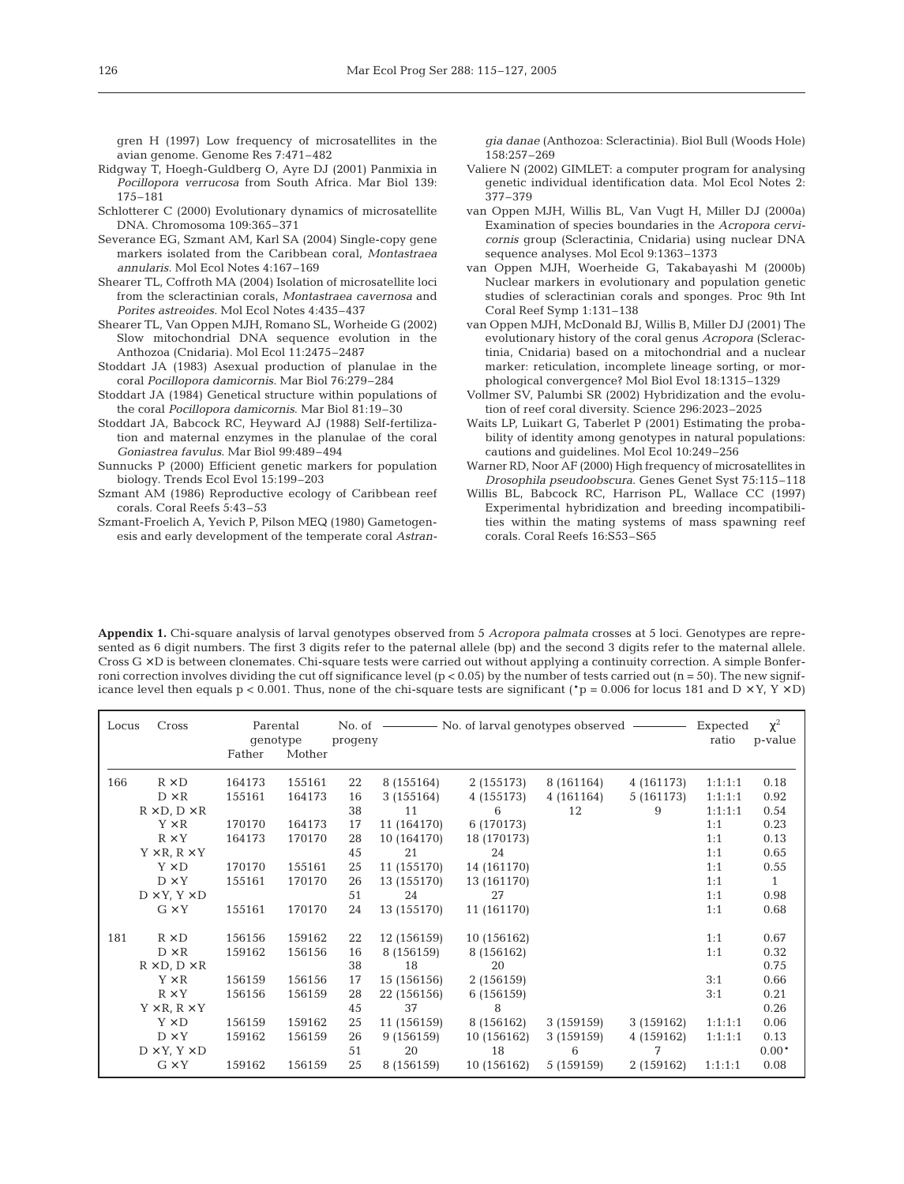gren H (1997) Low frequency of microsatellites in the avian genome. Genome Res 7:471–482

Ridgway T, Hoegh-Guldberg O, Ayre DJ (2001) Panmixia in *Pocillopora verrucosa* from South Africa. Mar Biol 139: 175–181

Schlotterer C (2000) Evolutionary dynamics of microsatellite DNA. Chromosoma 109:365–371

Severance EG, Szmant AM, Karl SA (2004) Single-copy gene markers isolated from the Caribbean coral, *Montastraea annularis*. Mol Ecol Notes 4:167–169

Shearer TL, Coffroth MA (2004) Isolation of microsatellite loci from the scleractinian corals, *Montastraea cavernosa* and *Porites astreoides*. Mol Ecol Notes 4:435–437

Shearer TL, Van Oppen MJH, Romano SL, Worheide G (2002) Slow mitochondrial DNA sequence evolution in the Anthozoa (Cnidaria). Mol Ecol 11:2475–2487

Stoddart JA (1983) Asexual production of planulae in the coral *Pocillopora damicornis*. Mar Biol 76:279–284

Stoddart JA (1984) Genetical structure within populations of the coral *Pocillopora damicornis*. Mar Biol 81:19–30

Stoddart JA, Babcock RC, Heyward AJ (1988) Self-fertilization and maternal enzymes in the planulae of the coral *Goniastrea favulus*. Mar Biol 99:489–494

Sunnucks P (2000) Efficient genetic markers for population biology. Trends Ecol Evol 15:199–203

Szmant AM (1986) Reproductive ecology of Caribbean reef corals. Coral Reefs 5:43–53

Szmant-Froelich A, Yevich P, Pilson MEQ (1980) Gametogenesis and early development of the temperate coral *Astrangia danae* (Anthozoa: Scleractinia). Biol Bull (Woods Hole) 158:257–269

Valiere N (2002) GIMLET: a computer program for analysing genetic individual identification data. Mol Ecol Notes 2: 377–379

van Oppen MJH, Willis BL, Van Vugt H, Miller DJ (2000a) Examination of species boundaries in the *Acropora cervicornis* group (Scleractinia, Cnidaria) using nuclear DNA sequence analyses. Mol Ecol 9:1363–1373

van Oppen MJH, Woerheide G, Takabayashi M (2000b) Nuclear markers in evolutionary and population genetic studies of scleractinian corals and sponges. Proc 9th Int Coral Reef Symp 1:131–138

van Oppen MJH, McDonald BJ, Willis B, Miller DJ (2001) The evolutionary history of the coral genus *Acropora* (Scleractinia, Cnidaria) based on a mitochondrial and a nuclear marker: reticulation, incomplete lineage sorting, or morphological convergence? Mol Biol Evol 18:1315–1329

Vollmer SV, Palumbi SR (2002) Hybridization and the evolution of reef coral diversity. Science 296:2023–2025

Waits LP, Luikart G, Taberlet P (2001) Estimating the probability of identity among genotypes in natural populations: cautions and guidelines. Mol Ecol 10:249–256

Warner RD, Noor AF (2000) High frequency of microsatellites in *Drosophila pseudoobscura*. Genes Genet Syst 75:115–118

Willis BL, Babcock RC, Harrison PL, Wallace CC (1997) Experimental hybridization and breeding incompatibilities within the mating systems of mass spawning reef corals. Coral Reefs 16:S53–S65

**Appendix 1.** Chi-square analysis of larval genotypes observed from 5 *Acropora palmata* crosses at 5 loci. Genotypes are represented as 6 digit numbers. The first 3 digits refer to the paternal allele (bp) and the second 3 digits refer to the maternal allele. Cross G × D is between clonemates. Chi-square tests were carried out without applying a continuity correction. A simple Bonferroni correction involves dividing the cut off significance level ($p < 0.05$) by the number of tests carried out ($n = 50$). The new significance level then equals $p < 0.001$. Thus, none of the chi-square tests are significant (*$p = 0.006$ for locus 181 and D × Y, Y × D)

| Locus | Cross | Parental genotype | | No. of progeny | No. of larval genotypes observed | | | | Expected ratio | $\chi^2$ p-value |
|---|---|---|---|---|---|---|---|---|---|---|
| | | Father | Mother | | | | | | | |
| 166 | R × D | 164173 | 155161 | 22 | 8 (155164) | 2 (155173) | 8 (161164) | 4 (161173) | 1:1:1:1 | 0.18 |
| | D × R | 155161 | 164173 | 16 | 3 (155164) | 4 (155173) | 4 (161164) | 5 (161173) | 1:1:1:1 | 0.92 |
| | R × D, D × R | | | 38 | 11 | 6 | 12 | 9 | 1:1:1:1 | 0.54 |
| | Y × R | 170170 | 164173 | 17 | 11 (164170) | 6 (170173) | | | 1:1 | 0.23 |
| | R × Y | 164173 | 170170 | 28 | 10 (164170) | 18 (170173) | | | 1:1 | 0.13 |
| | Y × R, R × Y | | | 45 | 21 | 24 | | | 1:1 | 0.65 |
| | Y × D | 170170 | 155161 | 25 | 11 (155170) | 14 (161170) | | | 1:1 | 0.55 |
| | D × Y | 155161 | 170170 | 26 | 13 (155170) | 13 (161170) | | | 1:1 | 1 |
| | D × Y, Y × D | | | 51 | 24 | 27 | | | 1:1 | 0.98 |
| | G × Y | 155161 | 170170 | 24 | 13 (155170) | 11 (161170) | | | 1:1 | 0.68 |
| 181 | R × D | 156156 | 159162 | 22 | 12 (156159) | 10 (156162) | | | 1:1 | 0.67 |
| | D × R | 159162 | 156156 | 16 | 8 (156159) | 8 (156162) | | | 1:1 | 0.32 |
| | R × D, D × R | | | 38 | 18 | 20 | | | | 0.75 |
| | Y × R | 156159 | 156156 | 17 | 15 (156156) | 2 (156159) | | | 3:1 | 0.66 |
| | R × Y | 156156 | 156159 | 28 | 22 (156156) | 6 (156159) | | | 3:1 | 0.21 |
| | Y × R, R × Y | | | 45 | 37 | 8 | | | | 0.26 |
| | Y × D | 156159 | 159162 | 25 | 11 (156159) | 8 (156162) | 3 (159159) | 3 (159162) | 1:1:1:1 | 0.06 |
| | D × Y | 159162 | 156159 | 26 | 9 (156159) | 10 (156162) | 3 (159159) | 4 (159162) | 1:1:1:1 | 0.13 |
| | D × Y, Y × D | | | 51 | 20 | 18 | 6 | 7 | | 0.00* |
| | G × Y | 159162 | 156159 | 25 | 8 (156159) | 10 (156162) | 5 (159159) | 2 (159162) | 1:1:1:1 | 0.08 |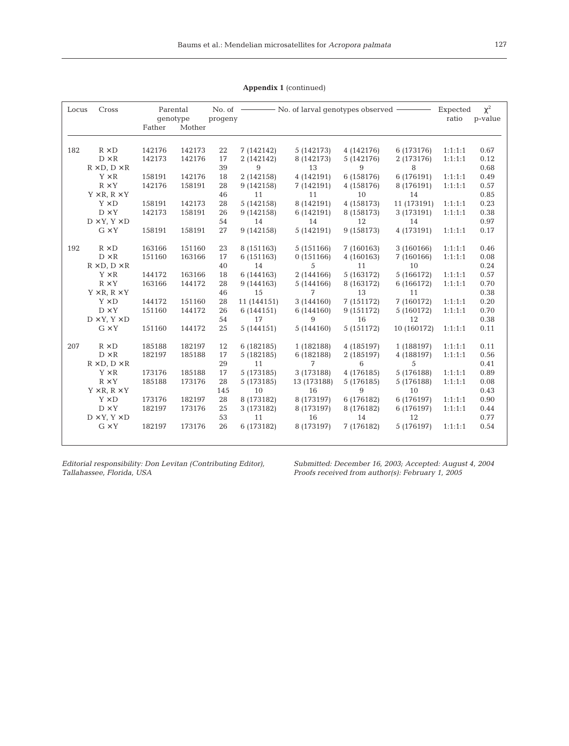**Appendix 1** (continued)

| Locus | Cross | Parental genotype | | No. of progeny | No. of larval genotypes observed | | | | Expected ratio | $\chi^2$ p-value |
|---|---|---|---|---|---|---|---|---|---|---|
| | | Father | Mother | | | | | | | |
| 182 | R × D | 142176 | 142173 | 22 | 7 (142142) | 5 (142173) | 4 (142176) | 6 (173176) | 1:1:1:1 | 0.67 |
| | D × R | 142173 | 142176 | 17 | 2 (142142) | 8 (142173) | 5 (142176) | 2 (173176) | 1:1:1:1 | 0.12 |
| | R × D, D × R | | | 39 | 9 | 13 | 9 | 8 | | 0.68 |
| | Y × R | 158191 | 142176 | 18 | 2 (142158) | 4 (142191) | 6 (158176) | 6 (176191) | 1:1:1:1 | 0.49 |
| | R × Y | 142176 | 158191 | 28 | 9 (142158) | 7 (142191) | 4 (158176) | 8 (176191) | 1:1:1:1 | 0.57 |
| | Y × R, R × Y | | | 46 | 11 | 11 | 10 | 14 | | 0.85 |
| | Y × D | 158191 | 142173 | 28 | 5 (142158) | 8 (142191) | 4 (158173) | 11 (173191) | 1:1:1:1 | 0.23 |
| | D × Y | 142173 | 158191 | 26 | 9 (142158) | 6 (142191) | 8 (158173) | 3 (173191) | 1:1:1:1 | 0.38 |
| | D × Y, Y × D | | | 54 | 14 | 14 | 12 | 14 | | 0.97 |
| | G × Y | 158191 | 158191 | 27 | 9 (142158) | 5 (142191) | 9 (158173) | 4 (173191) | 1:1:1:1 | 0.17 |
| 192 | R × D | 163166 | 151160 | 23 | 8 (151163) | 5 (151166) | 7 (160163) | 3 (160166) | 1:1:1:1 | 0.46 |
| | D × R | 151160 | 163166 | 17 | 6 (151163) | 0 (151166) | 4 (160163) | 7 (160166) | 1:1:1:1 | 0.08 |
| | R × D, D × R | | | 40 | 14 | 5 | 11 | 10 | | 0.24 |
| | Y × R | 144172 | 163166 | 18 | 6 (144163) | 2 (144166) | 5 (163172) | 5 (166172) | 1:1:1:1 | 0.57 |
| | R × Y | 163166 | 144172 | 28 | 9 (144163) | 5 (144166) | 8 (163172) | 6 (166172) | 1:1:1:1 | 0.70 |
| | Y × R, R × Y | | | 46 | 15 | 7 | 13 | 11 | | 0.38 |
| | Y × D | 144172 | 151160 | 28 | 11 (144151) | 3 (144160) | 7 (151172) | 7 (160172) | 1:1:1:1 | 0.20 |
| | D × Y | 151160 | 144172 | 26 | 6 (144151) | 6 (144160) | 9 (151172) | 5 (160172) | 1:1:1:1 | 0.70 |
| | D × Y, Y × D | | | 54 | 17 | 9 | 16 | 12 | | 0.38 |
| | G × Y | 151160 | 144172 | 25 | 5 (144151) | 5 (144160) | 5 (151172) | 10 (160172) | 1:1:1:1 | 0.11 |
| 207 | R × D | 185188 | 182197 | 12 | 6 (182185) | 1 (182188) | 4 (185197) | 1 (188197) | 1:1:1:1 | 0.11 |
| | D × R | 182197 | 185188 | 17 | 5 (182185) | 6 (182188) | 2 (185197) | 4 (188197) | 1:1:1:1 | 0.56 |
| | R × D, D × R | | | 29 | 11 | 7 | 6 | 5 | | 0.41 |
| | Y × R | 173176 | 185188 | 17 | 5 (173185) | 3 (173188) | 4 (176185) | 5 (176188) | 1:1:1:1 | 0.89 |
| | R × Y | 185188 | 173176 | 28 | 5 (173185) | 13 (173188) | 5 (176185) | 5 (176188) | 1:1:1:1 | 0.08 |
| | Y × R, R × Y | | | 145 | 10 | 16 | 9 | 10 | | 0.43 |
| | Y × D | 173176 | 182197 | 28 | 8 (173182) | 8 (173197) | 6 (176182) | 6 (176197) | 1:1:1:1 | 0.90 |
| | D × Y | 182197 | 173176 | 25 | 3 (173182) | 8 (173197) | 8 (176182) | 6 (176197) | 1:1:1:1 | 0.44 |
| | D × Y, Y × D | | | 53 | 11 | 16 | 14 | 12 | | 0.77 |
| | G × Y | 182197 | 173176 | 26 | 6 (173182) | 8 (173197) | 7 (176182) | 5 (176197) | 1:1:1:1 | 0.54 |

*Editorial responsibility: Don Levitan (Contributing Editor), Tallahassee, Florida, USA*

*Submitted: December 16, 2003; Accepted: August 4, 2004*
*Proofs received from author(s): February 1, 2005*